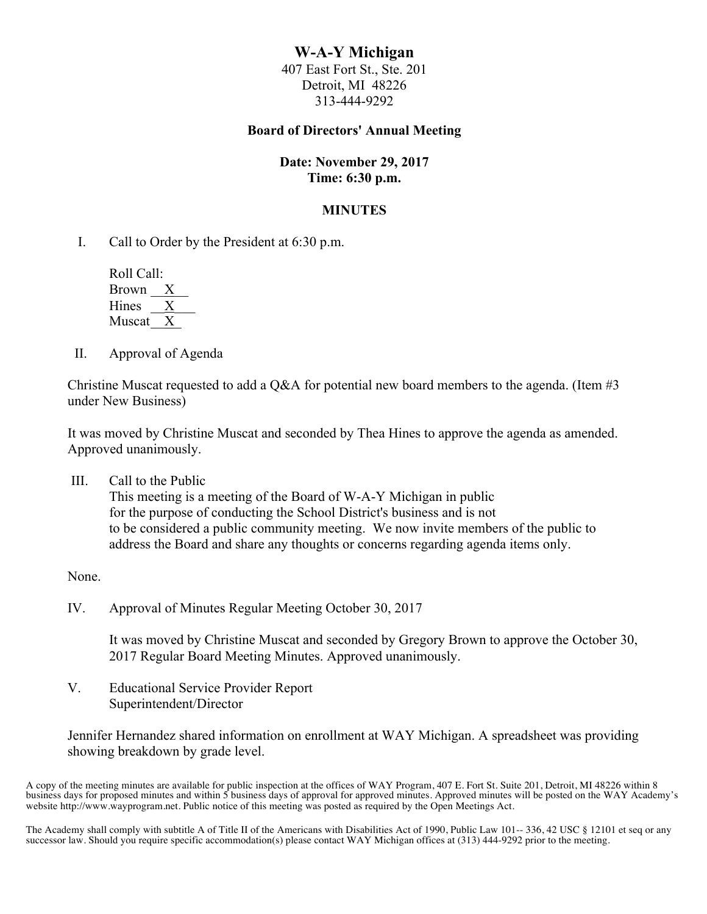# W-A-Y Michigan

407 East Fort St., Ste. 201
Detroit, MI 48226
313-444-9292

## Board of Directors' Annual Meeting

**Date: November 29, 2017**
**Time: 6:30 p.m.**

### MINUTES

I. Call to Order by the President at 6:30 p.m.

Roll Call:
Brown __X__
Hines __X__
Muscat __X__

II. Approval of Agenda

Christine Muscat requested to add a Q&A for potential new board members to the agenda. (Item #3 under New Business)

It was moved by Christine Muscat and seconded by Thea Hines to approve the agenda as amended. Approved unanimously.

III. Call to the Public
This meeting is a meeting of the Board of W-A-Y Michigan in public for the purpose of conducting the School District's business and is not to be considered a public community meeting. We now invite members of the public to address the Board and share any thoughts or concerns regarding agenda items only.

None.

IV. Approval of Minutes Regular Meeting October 30, 2017

It was moved by Christine Muscat and seconded by Gregory Brown to approve the October 30, 2017 Regular Board Meeting Minutes. Approved unanimously.

V. Educational Service Provider Report
Superintendent/Director

Jennifer Hernandez shared information on enrollment at WAY Michigan. A spreadsheet was providing showing breakdown by grade level.

A copy of the meeting minutes are available for public inspection at the offices of WAY Program, 407 E. Fort St. Suite 201, Detroit, MI 48226 within 8 business days for proposed minutes and within 5 business days of approval for approved minutes. Approved minutes will be posted on the WAY Academy's website http://www.wayprogram.net. Public notice of this meeting was posted as required by the Open Meetings Act.

The Academy shall comply with subtitle A of Title II of the Americans with Disabilities Act of 1990, Public Law 101-- 336, 42 USC § 12101 et seq or any successor law. Should you require specific accommodation(s) please contact WAY Michigan offices at (313) 444-9292 prior to the meeting.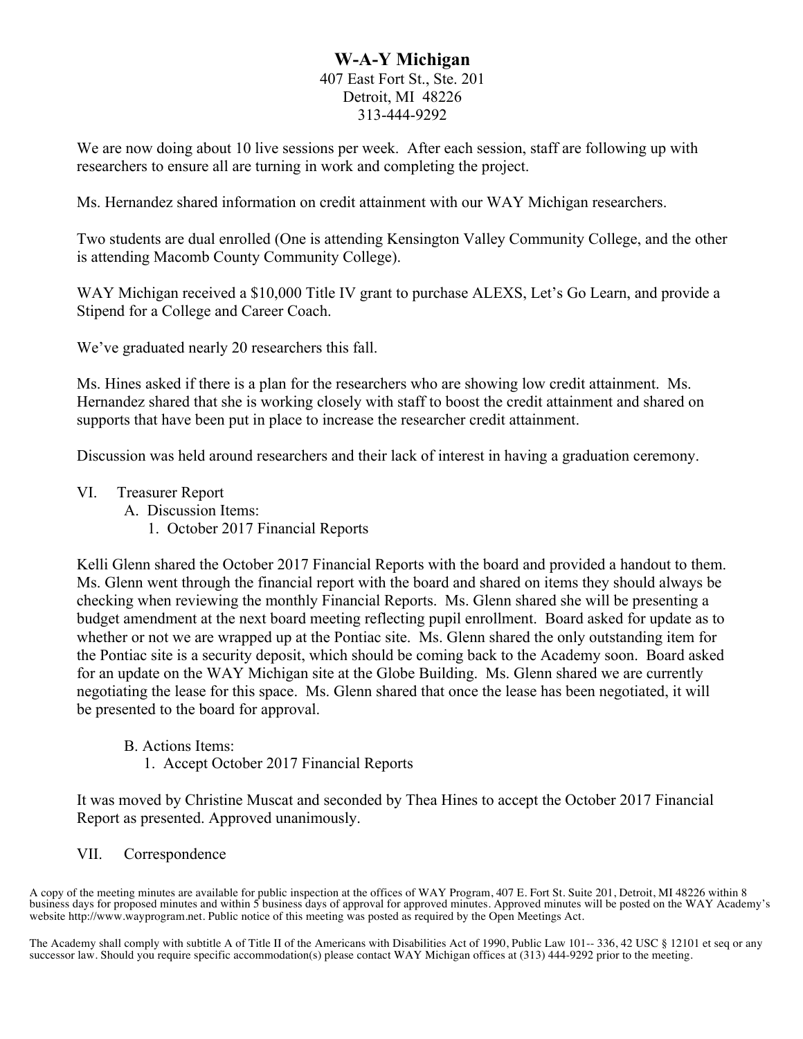# W-A-Y Michigan

407 East Fort St., Ste. 201
Detroit, MI 48226
313-444-9292

We are now doing about 10 live sessions per week. After each session, staff are following up with researchers to ensure all are turning in work and completing the project.

Ms. Hernandez shared information on credit attainment with our WAY Michigan researchers.

Two students are dual enrolled (One is attending Kensington Valley Community College, and the other is attending Macomb County Community College).

WAY Michigan received a $10,000 Title IV grant to purchase ALEXS, Let's Go Learn, and provide a Stipend for a College and Career Coach.

We've graduated nearly 20 researchers this fall.

Ms. Hines asked if there is a plan for the researchers who are showing low credit attainment. Ms. Hernandez shared that she is working closely with staff to boost the credit attainment and shared on supports that have been put in place to increase the researcher credit attainment.

Discussion was held around researchers and their lack of interest in having a graduation ceremony.

VI. Treasurer Report
  A. Discussion Items:
    1. October 2017 Financial Reports

Kelli Glenn shared the October 2017 Financial Reports with the board and provided a handout to them. Ms. Glenn went through the financial report with the board and shared on items they should always be checking when reviewing the monthly Financial Reports. Ms. Glenn shared she will be presenting a budget amendment at the next board meeting reflecting pupil enrollment. Board asked for update as to whether or not we are wrapped up at the Pontiac site. Ms. Glenn shared the only outstanding item for the Pontiac site is a security deposit, which should be coming back to the Academy soon. Board asked for an update on the WAY Michigan site at the Globe Building. Ms. Glenn shared we are currently negotiating the lease for this space. Ms. Glenn shared that once the lease has been negotiated, it will be presented to the board for approval.

  B. Actions Items:
    1. Accept October 2017 Financial Reports

It was moved by Christine Muscat and seconded by Thea Hines to accept the October 2017 Financial Report as presented. Approved unanimously.

VII. Correspondence

A copy of the meeting minutes are available for public inspection at the offices of WAY Program, 407 E. Fort St. Suite 201, Detroit, MI 48226 within 8 business days for proposed minutes and within 5 business days of approval for approved minutes. Approved minutes will be posted on the WAY Academy's website http://www.wayprogram.net. Public notice of this meeting was posted as required by the Open Meetings Act.

The Academy shall comply with subtitle A of Title II of the Americans with Disabilities Act of 1990, Public Law 101-- 336, 42 USC § 12101 et seq or any successor law. Should you require specific accommodation(s) please contact WAY Michigan offices at (313) 444-9292 prior to the meeting.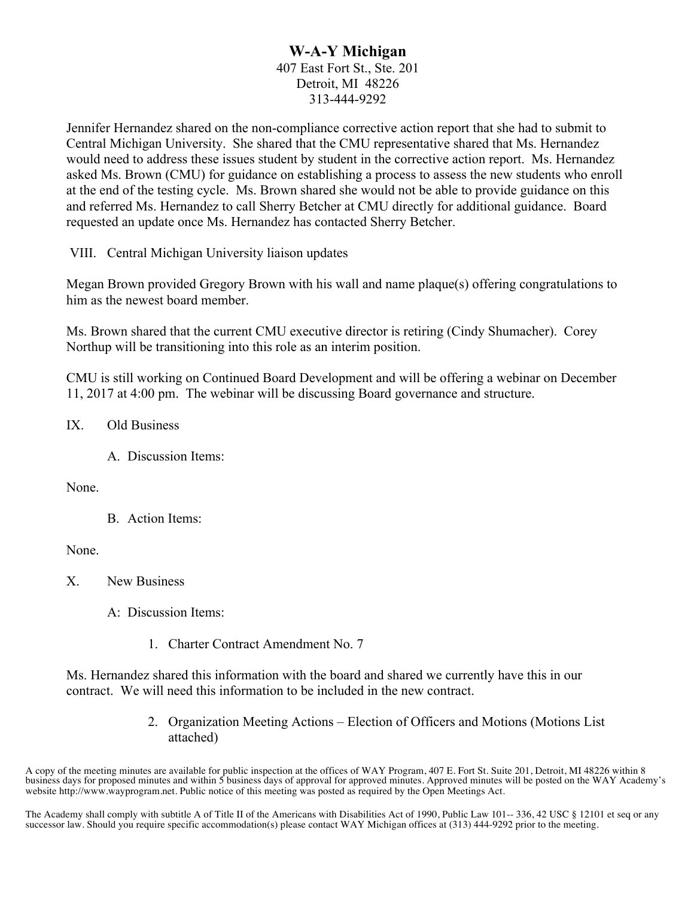# W-A-Y Michigan

407 East Fort St., Ste. 201
Detroit, MI 48226
313-444-9292

Jennifer Hernandez shared on the non-compliance corrective action report that she had to submit to Central Michigan University. She shared that the CMU representative shared that Ms. Hernandez would need to address these issues student by student in the corrective action report. Ms. Hernandez asked Ms. Brown (CMU) for guidance on establishing a process to assess the new students who enroll at the end of the testing cycle. Ms. Brown shared she would not be able to provide guidance on this and referred Ms. Hernandez to call Sherry Betcher at CMU directly for additional guidance. Board requested an update once Ms. Hernandez has contacted Sherry Betcher.

VIII. Central Michigan University liaison updates

Megan Brown provided Gregory Brown with his wall and name plaque(s) offering congratulations to him as the newest board member.

Ms. Brown shared that the current CMU executive director is retiring (Cindy Shumacher). Corey Northup will be transitioning into this role as an interim position.

CMU is still working on Continued Board Development and will be offering a webinar on December 11, 2017 at 4:00 pm. The webinar will be discussing Board governance and structure.

IX. Old Business

A. Discussion Items:

None.

B. Action Items:

None.

X. New Business

A: Discussion Items:

1. Charter Contract Amendment No. 7

Ms. Hernandez shared this information with the board and shared we currently have this in our contract. We will need this information to be included in the new contract.

2. Organization Meeting Actions – Election of Officers and Motions (Motions List attached)

A copy of the meeting minutes are available for public inspection at the offices of WAY Program, 407 E. Fort St. Suite 201, Detroit, MI 48226 within 8 business days for proposed minutes and within 5 business days of approval for approved minutes. Approved minutes will be posted on the WAY Academy's website http://www.wayprogram.net. Public notice of this meeting was posted as required by the Open Meetings Act.

The Academy shall comply with subtitle A of Title II of the Americans with Disabilities Act of 1990, Public Law 101-- 336, 42 USC § 12101 et seq or any successor law. Should you require specific accommodation(s) please contact WAY Michigan offices at (313) 444-9292 prior to the meeting.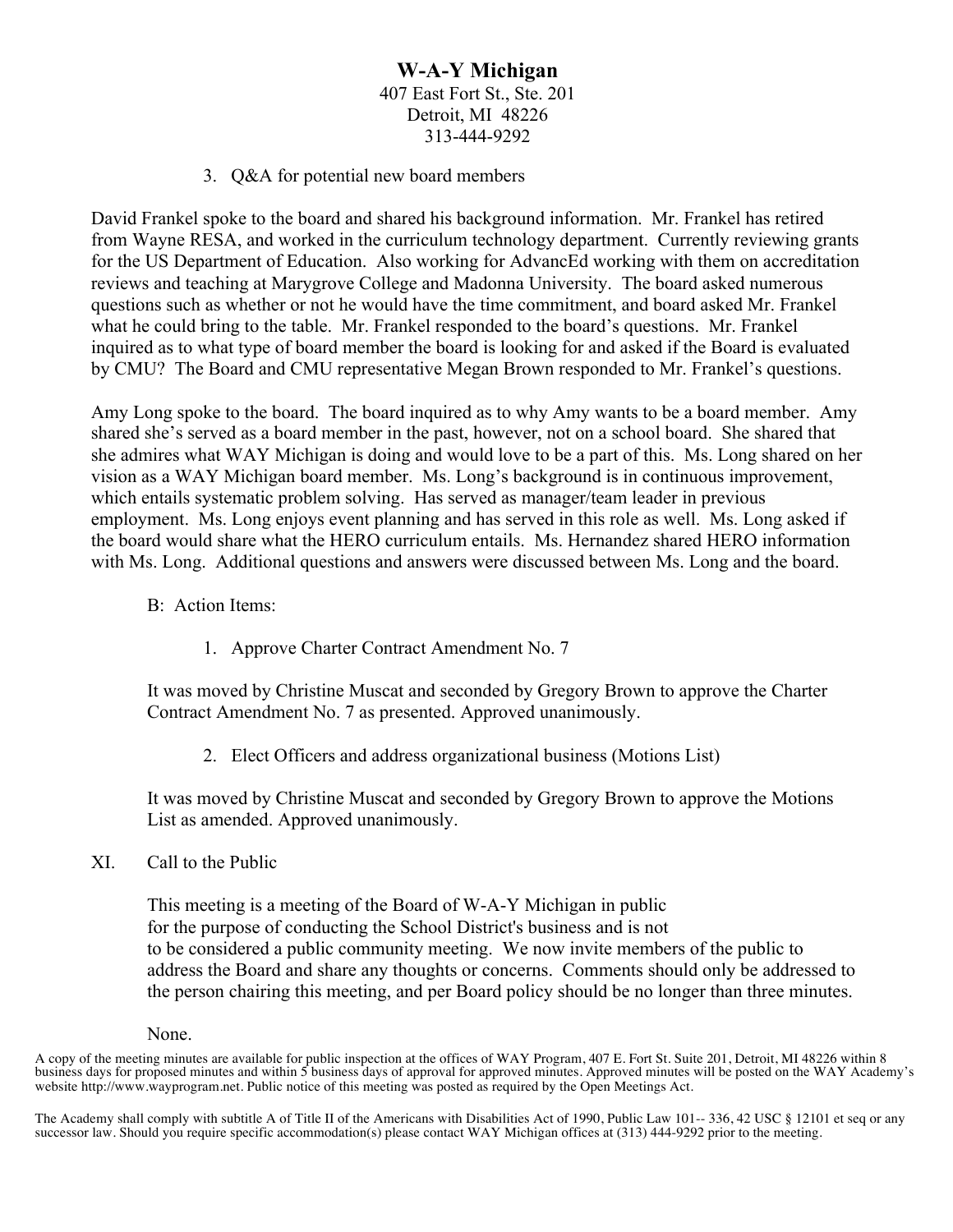# W-A-Y Michigan

407 East Fort St., Ste. 201
Detroit, MI 48226
313-444-9292

3. Q&A for potential new board members

David Frankel spoke to the board and shared his background information. Mr. Frankel has retired from Wayne RESA, and worked in the curriculum technology department. Currently reviewing grants for the US Department of Education. Also working for AdvancEd working with them on accreditation reviews and teaching at Marygrove College and Madonna University. The board asked numerous questions such as whether or not he would have the time commitment, and board asked Mr. Frankel what he could bring to the table. Mr. Frankel responded to the board's questions. Mr. Frankel inquired as to what type of board member the board is looking for and asked if the Board is evaluated by CMU? The Board and CMU representative Megan Brown responded to Mr. Frankel's questions.

Amy Long spoke to the board. The board inquired as to why Amy wants to be a board member. Amy shared she's served as a board member in the past, however, not on a school board. She shared that she admires what WAY Michigan is doing and would love to be a part of this. Ms. Long shared on her vision as a WAY Michigan board member. Ms. Long's background is in continuous improvement, which entails systematic problem solving. Has served as manager/team leader in previous employment. Ms. Long enjoys event planning and has served in this role as well. Ms. Long asked if the board would share what the HERO curriculum entails. Ms. Hernandez shared HERO information with Ms. Long. Additional questions and answers were discussed between Ms. Long and the board.

B: Action Items:

1. Approve Charter Contract Amendment No. 7

It was moved by Christine Muscat and seconded by Gregory Brown to approve the Charter Contract Amendment No. 7 as presented. Approved unanimously.

2. Elect Officers and address organizational business (Motions List)

It was moved by Christine Muscat and seconded by Gregory Brown to approve the Motions List as amended. Approved unanimously.

XI. Call to the Public

This meeting is a meeting of the Board of W-A-Y Michigan in public for the purpose of conducting the School District's business and is not to be considered a public community meeting. We now invite members of the public to address the Board and share any thoughts or concerns. Comments should only be addressed to the person chairing this meeting, and per Board policy should be no longer than three minutes.

None.

A copy of the meeting minutes are available for public inspection at the offices of WAY Program, 407 E. Fort St. Suite 201, Detroit, MI 48226 within 8 business days for proposed minutes and within 5 business days of approval for approved minutes. Approved minutes will be posted on the WAY Academy's website http://www.wayprogram.net. Public notice of this meeting was posted as required by the Open Meetings Act.

The Academy shall comply with subtitle A of Title II of the Americans with Disabilities Act of 1990, Public Law 101-- 336, 42 USC § 12101 et seq or any successor law. Should you require specific accommodation(s) please contact WAY Michigan offices at (313) 444-9292 prior to the meeting.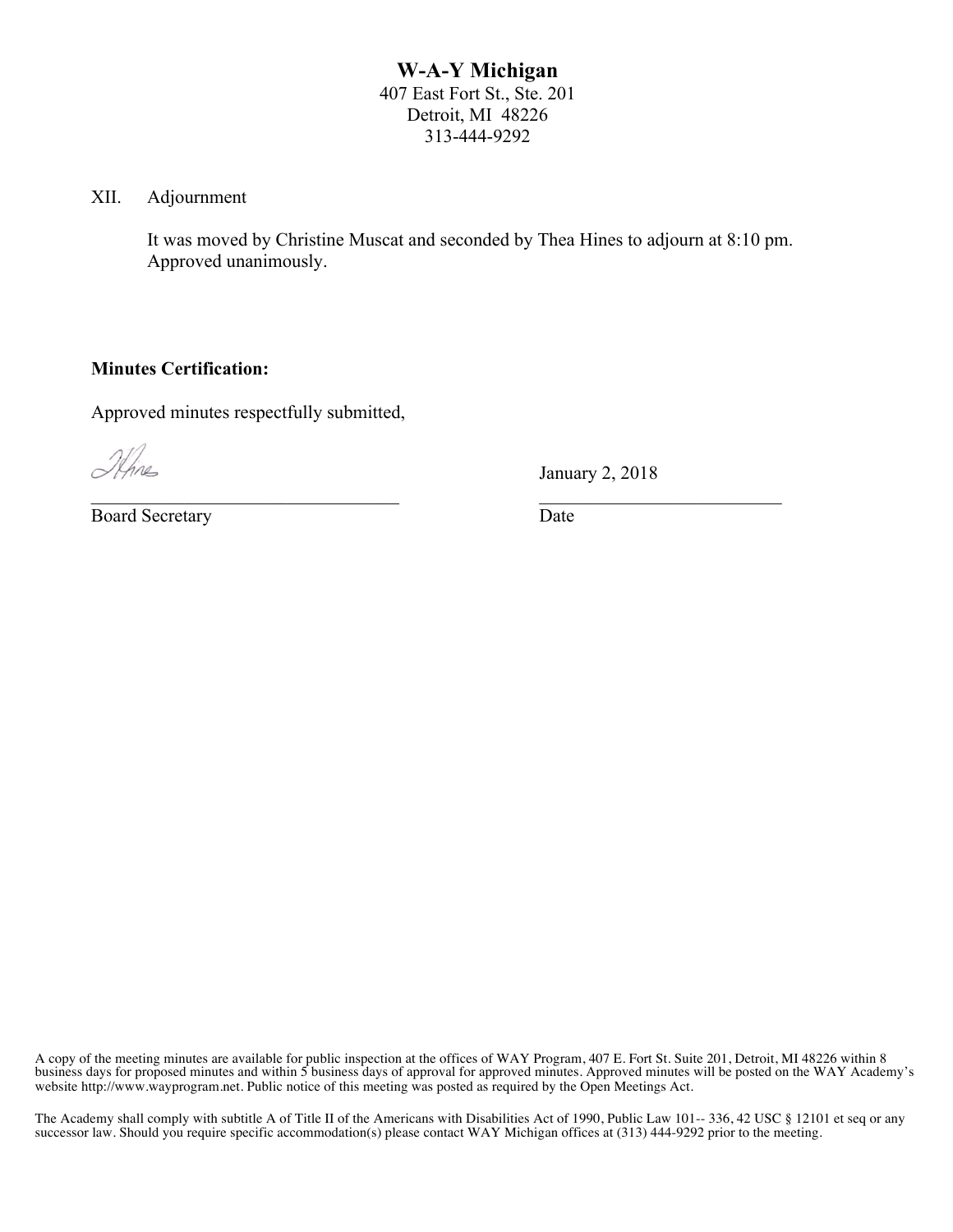**W-A-Y Michigan**
407 East Fort St., Ste. 201
Detroit, MI 48226
313-444-9292

XII. Adjournment

It was moved by Christine Muscat and seconded by Thea Hines to adjourn at 8:10 pm. Approved unanimously.

**Minutes Certification:**

Approved minutes respectfully submitted,

THines

Board Secretary

January 2, 2018

Date

A copy of the meeting minutes are available for public inspection at the offices of WAY Program, 407 E. Fort St. Suite 201, Detroit, MI 48226 within 8 business days for proposed minutes and within 5 business days of approval for approved minutes. Approved minutes will be posted on the WAY Academy's website http://www.wayprogram.net. Public notice of this meeting was posted as required by the Open Meetings Act.

The Academy shall comply with subtitle A of Title II of the Americans with Disabilities Act of 1990, Public Law 101-- 336, 42 USC § 12101 et seq or any successor law. Should you require specific accommodation(s) please contact WAY Michigan offices at (313) 444-9292 prior to the meeting.